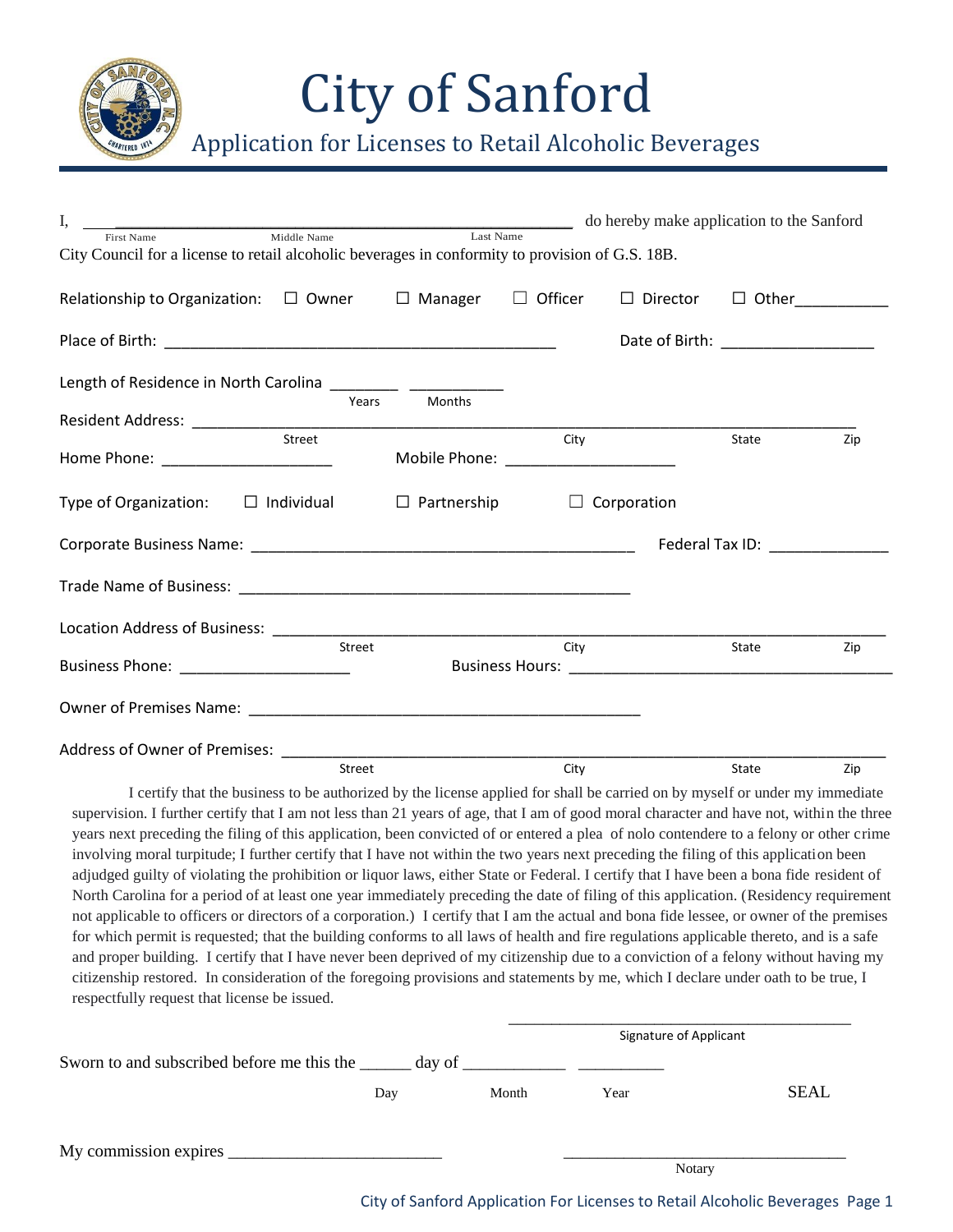# City of Sanford

## Application for Licenses to Retail Alcoholic Beverages

I, ______________________________________________________ do hereby make application to the Sanford
First Name Middle Name Last Name
City Council for a license to retail alcoholic beverages in conformity to provision of G.S. 18B.

Relationship to Organization: ☐ Owner ☐ Manager ☐ Officer ☐ Director ☐ Other___________

Place of Birth: _______________________________________________ Date of Birth: __________________

Length of Residence in North Carolina ________ ___________
Years Months

Resident Address: ________________________________________________________________________________
Street City State Zip

Home Phone: ____________________ Mobile Phone: ____________________

Type of Organization: ☐ Individual ☐ Partnership ☐ Corporation

Corporate Business Name: ______________________________________________ Federal Tax ID: ______________

Trade Name of Business: _______________________________________________

Location Address of Business: __________________________________________________________________________
Street City State Zip

Business Phone: ____________________ Business Hours: _______________________________________

Owner of Premises Name: _______________________________________________

Address of Owner of Premises: __________________________________________________________________________
Street City State Zip

I certify that the business to be authorized by the license applied for shall be carried on by myself or under my immediate supervision. I further certify that I am not less than 21 years of age, that I am of good moral character and have not, within the three years next preceding the filing of this application, been convicted of or entered a plea of nolo contendere to a felony or other crime involving moral turpitude; I further certify that I have not within the two years next preceding the filing of this application been adjudged guilty of violating the prohibition or liquor laws, either State or Federal. I certify that I have been a bona fide resident of North Carolina for a period of at least one year immediately preceding the date of filing of this application. (Residency requirement not applicable to officers or directors of a corporation.) I certify that I am the actual and bona fide lessee, or owner of the premises for which permit is requested; that the building conforms to all laws of health and fire regulations applicable thereto, and is a safe and proper building. I certify that I have never been deprived of my citizenship due to a conviction of a felony without having my citizenship restored. In consideration of the foregoing provisions and statements by me, which I declare under oath to be true, I respectfully request that license be issued.

_________________________________________
Signature of Applicant

Sworn to and subscribed before me this the ______ day of ____________ __________
Day Month Year

SEAL

My commission expires _________________________ _________________________________
Notary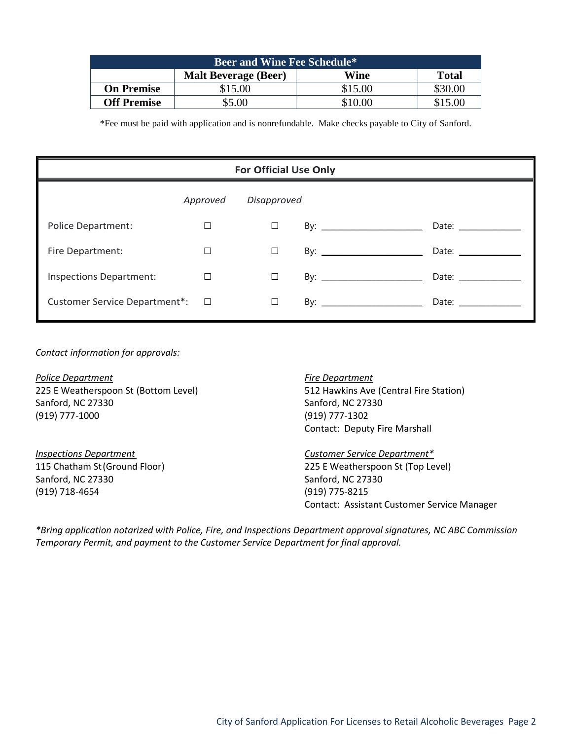| Beer and Wine Fee Schedule* | | | |
|---|---|---|---|
| | **Malt Beverage (Beer)** | **Wine** | **Total** |
| **On Premise** | $15.00 | $15.00 | $30.00 |
| **Off Premise** | $5.00 | $10.00 | $15.00 |

*Fee must be paid with application and is nonrefundable. Make checks payable to City of Sanford.

## For Official Use Only

| | *Approved* | *Disapproved* | | |
|---|---|---|---|---|
| Police Department: | ☐ | ☐ | By: ____________________ | Date: ____________ |
| Fire Department: | ☐ | ☐ | By: ____________________ | Date: ____________ |
| Inspections Department: | ☐ | ☐ | By: ____________________ | Date: ____________ |
| Customer Service Department*: | ☐ | ☐ | By: ____________________ | Date: ____________ |

*Contact information for approvals:*

*Police Department*
225 E Weatherspoon St (Bottom Level)
Sanford, NC 27330
(919) 777-1000

*Fire Department*
512 Hawkins Ave (Central Fire Station)
Sanford, NC 27330
(919) 777-1302
Contact: Deputy Fire Marshall

*Inspections Department*
115 Chatham St (Ground Floor)
Sanford, NC 27330
(919) 718-4654

*Customer Service Department**
225 E Weatherspoon St (Top Level)
Sanford, NC 27330
(919) 775-8215
Contact: Assistant Customer Service Manager

*\*Bring application notarized with Police, Fire, and Inspections Department approval signatures, NC ABC Commission Temporary Permit, and payment to the Customer Service Department for final approval.*